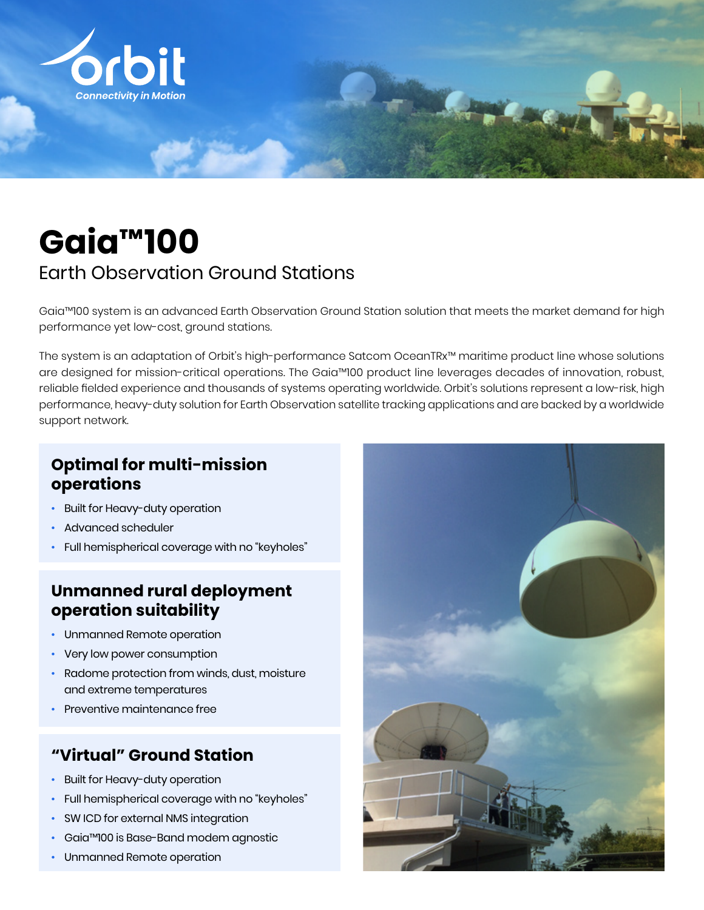orbit

*Connectivity in Motion*

# Gaia™100

## Earth Observation Ground Stations

Gaia™100 system is an advanced Earth Observation Ground Station solution that meets the market demand for high performance yet low-cost, ground stations.

The system is an adaptation of Orbit's high-performance Satcom OceanTRx™ maritime product line whose solutions are designed for mission-critical operations. The Gaia™100 product line leverages decades of innovation, robust, reliable fielded experience and thousands of systems operating worldwide. Orbit's solutions represent a low-risk, high performance, heavy-duty solution for Earth Observation satellite tracking applications and are backed by a worldwide support network.

### Optimal for multi-mission operations

- Built for Heavy-duty operation
- Advanced scheduler
- Full hemispherical coverage with no "keyholes"

### Unmanned rural deployment operation suitability

- Unmanned Remote operation
- Very low power consumption
- Radome protection from winds, dust, moisture and extreme temperatures
- Preventive maintenance free

### "Virtual" Ground Station

- Built for Heavy-duty operation
- Full hemispherical coverage with no "keyholes"
- SW ICD for external NMS integration
- Gaia™100 is Base-Band modem agnostic
- Unmanned Remote operation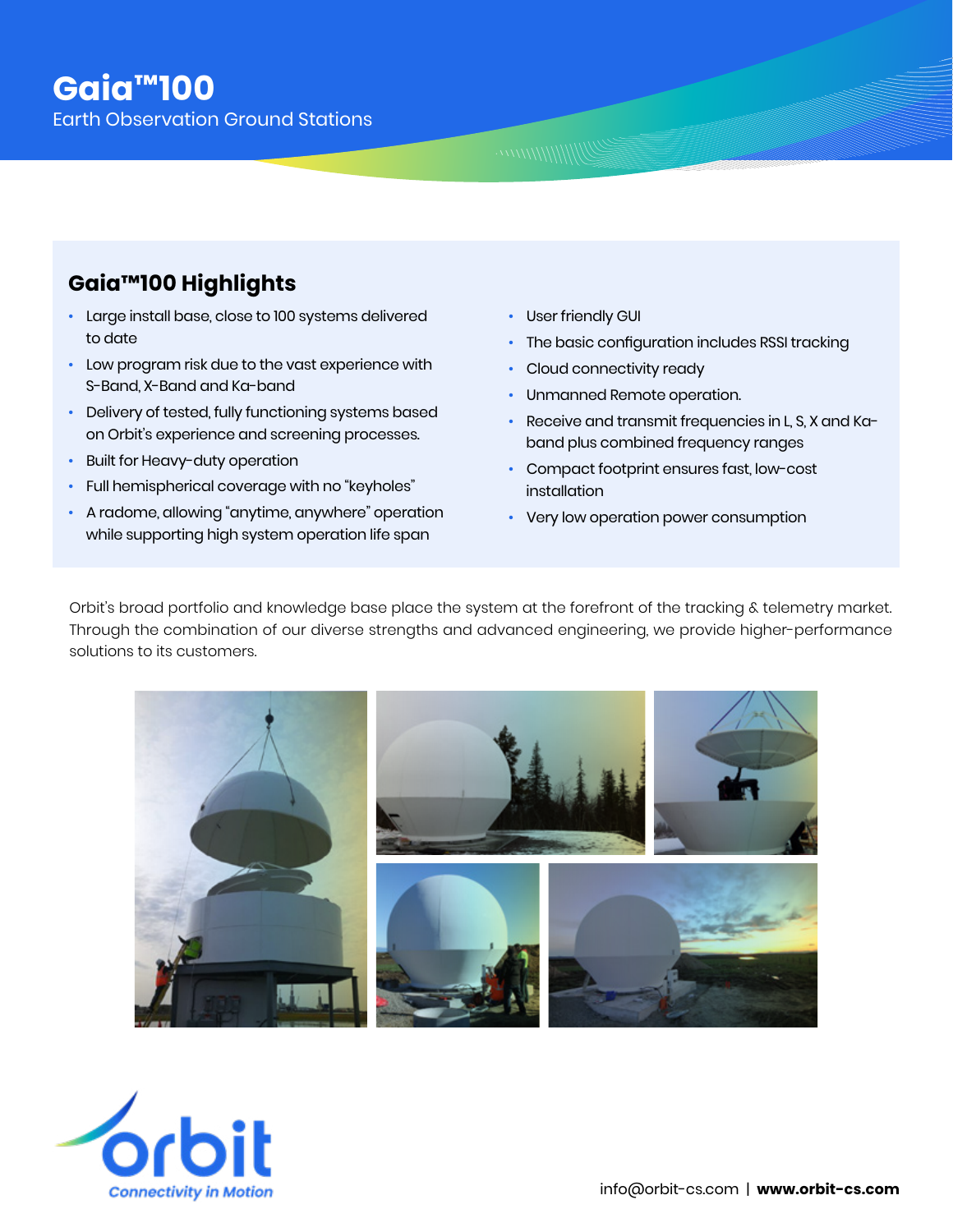# Gaia™100

Earth Observation Ground Stations

## Gaia™100 Highlights

- Large install base, close to 100 systems delivered to date
- Low program risk due to the vast experience with S-Band, X-Band and Ka-band
- Delivery of tested, fully functioning systems based on Orbit's experience and screening processes.
- Built for Heavy-duty operation
- Full hemispherical coverage with no "keyholes"
- A radome, allowing "anytime, anywhere" operation while supporting high system operation life span
- User friendly GUI
- The basic configuration includes RSSI tracking
- Cloud connectivity ready
- Unmanned Remote operation.
- Receive and transmit frequencies in L, S, X and Ka-band plus combined frequency ranges
- Compact footprint ensures fast, low-cost installation
- Very low operation power consumption

Orbit's broad portfolio and knowledge base place the system at the forefront of the tracking & telemetry market. Through the combination of our diverse strengths and advanced engineering, we provide higher-performance solutions to its customers.

orbit

*Connectivity in Motion*

info@orbit-cs.com | **www.orbit-cs.com**